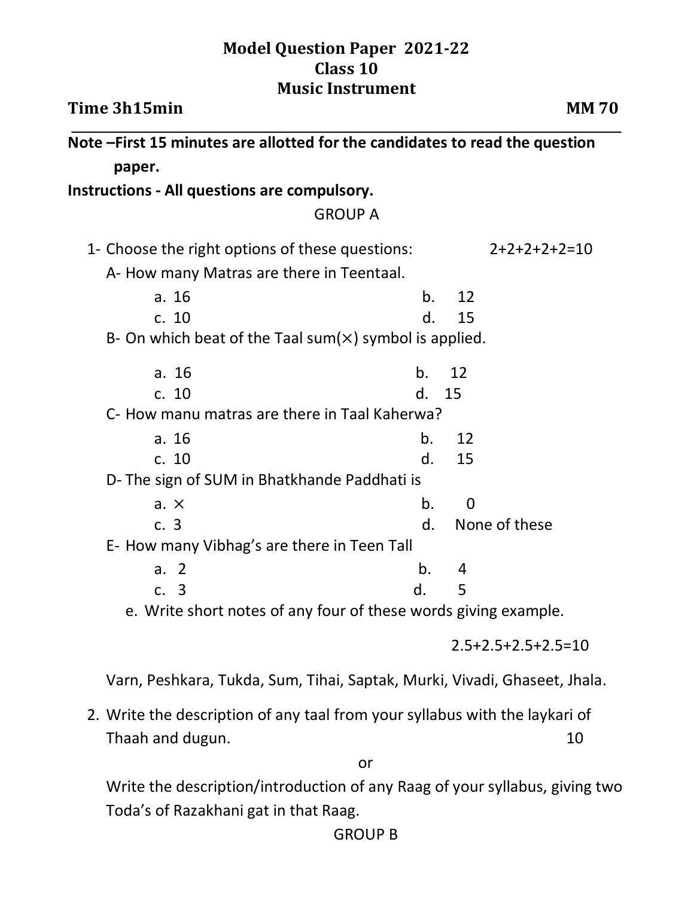# Model Question Paper 2021-22
## Class 10
## Music Instrument

**Time 3h15min** **MM 70**

---

**Note –First 15 minutes are allotted for the candidates to read the question paper.**

**Instructions - All questions are compulsory.**

GROUP A

1- Choose the right options of these questions: 2+2+2+2+2=10

A- How many Matras are there in Teentaal.

a. 16 b. 12
c. 10 d. 15

B- On which beat of the Taal sum(×) symbol is applied.

a. 16 b. 12
c. 10 d. 15

C- How manu matras are there in Taal Kaherwa?

a. 16 b. 12
c. 10 d. 15

D- The sign of SUM in Bhatkhande Paddhati is

a. × b. 0
c. 3 d. None of these

E- How many Vibhag's are there in Teen Tall

a. 2 b. 4
c. 3 d. 5

e. Write short notes of any four of these words giving example.

2.5+2.5+2.5+2.5=10

Varn, Peshkara, Tukda, Sum, Tihai, Saptak, Murki, Vivadi, Ghaseet, Jhala.

2. Write the description of any taal from your syllabus with the laykari of Thaah and dugun. 10

or

Write the description/introduction of any Raag of your syllabus, giving two Toda's of Razakhani gat in that Raag.

GROUP B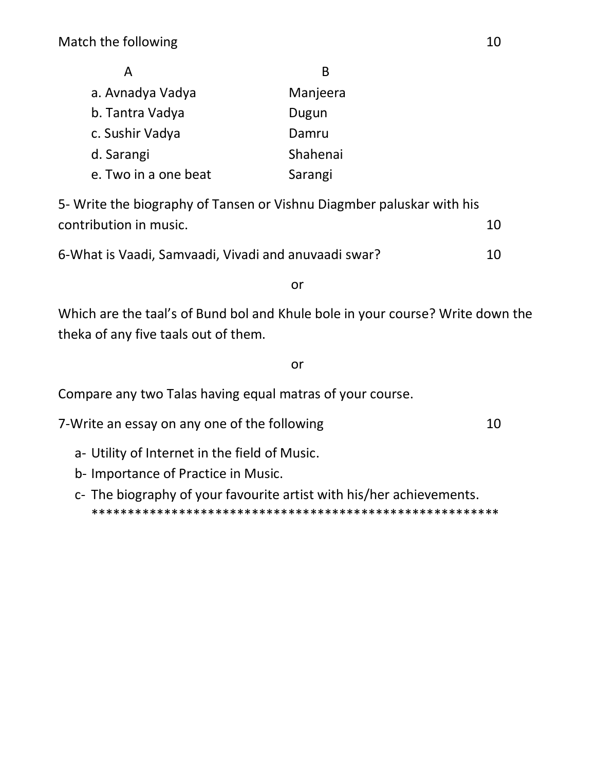Match the following 10

| A | B |
|---|---|
| a. Avnadya Vadya | Manjeera |
| b. Tantra Vadya | Dugun |
| c. Sushir Vadya | Damru |
| d. Sarangi | Shahenai |
| e. Two in a one beat | Sarangi |

5- Write the biography of Tansen or Vishnu Diagmber paluskar with his contribution in music. 10

6-What is Vaadi, Samvaadi, Vivadi and anuvaadi swar? 10

or

Which are the taal's of Bund bol and Khule bole in your course? Write down the theka of any five taals out of them.

or

Compare any two Talas having equal matras of your course.

7-Write an essay on any one of the following 10

a- Utility of Internet in the field of Music.

b- Importance of Practice in Music.

c- The biography of your favourite artist with his/her achievements.

*********************************************************